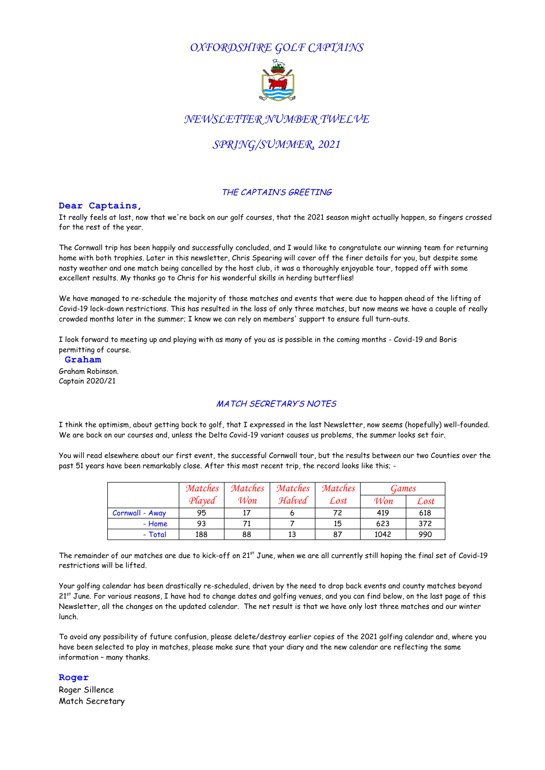# *OXFORDSHIRE GOLF CAPTAINS*

## *NEWSLETTER NUMBER TWELVE*

## *SPRING/SUMMER, 2021*

### *THE CAPTAIN'S GREETING*

**Dear Captains,**

It really feels at last, now that we're back on our golf courses, that the 2021 season might actually happen, so fingers crossed for the rest of the year.

The Cornwall trip has been happily and successfully concluded, and I would like to congratulate our winning team for returning home with both trophies. Later in this newsletter, Chris Spearing will cover off the finer details for you, but despite some nasty weather and one match being cancelled by the host club, it was a thoroughly enjoyable tour, topped off with some excellent results. My thanks go to Chris for his wonderful skills in herding butterflies!

We have managed to re-schedule the majority of those matches and events that were due to happen ahead of the lifting of Covid-19 lock-down restrictions. This has resulted in the loss of only three matches, but now means we have a couple of really crowded months later in the summer; I know we can rely on members' support to ensure full turn-outs.

I look forward to meeting up and playing with as many of you as is possible in the coming months - Covid-19 and Boris permitting of course.

**Graham**

Graham Robinson.
Captain 2020/21

### *MATCH SECRETARY'S NOTES*

I think the optimism, about getting back to golf, that I expressed in the last Newsletter, now seems (hopefully) well-founded. We are back on our courses and, unless the Delta Covid-19 variant causes us problems, the summer looks set fair.

You will read elsewhere about our first event, the successful Cornwall tour, but the results between our two Counties over the past 51 years have been remarkably close. After this most recent trip, the record looks like this; -

| | Matches Played | Matches Won | Matches Halved | Matches Lost | Games | |
|---|---|---|---|---|---|---|
| | | | | | Won | Lost |
| Cornwall - Away | 95 | 17 | 6 | 72 | 419 | 618 |
| - Home | 93 | 71 | 7 | 15 | 623 | 372 |
| - Total | 188 | 88 | 13 | 87 | 1042 | 990 |

The remainder of our matches are due to kick-off on 21st June, when we are all currently still hoping the final set of Covid-19 restrictions will be lifted.

Your golfing calendar has been drastically re-scheduled, driven by the need to drop back events and county matches beyond 21st June. For various reasons, I have had to change dates and golfing venues, and you can find below, on the last page of this Newsletter, all the changes on the updated calendar. The net result is that we have only lost three matches and our winter lunch.

To avoid any possibility of future confusion, please delete/destroy earlier copies of the 2021 golfing calendar and, where you have been selected to play in matches, please make sure that your diary and the new calendar are reflecting the same information – many thanks.

**Roger**

Roger Sillence
Match Secretary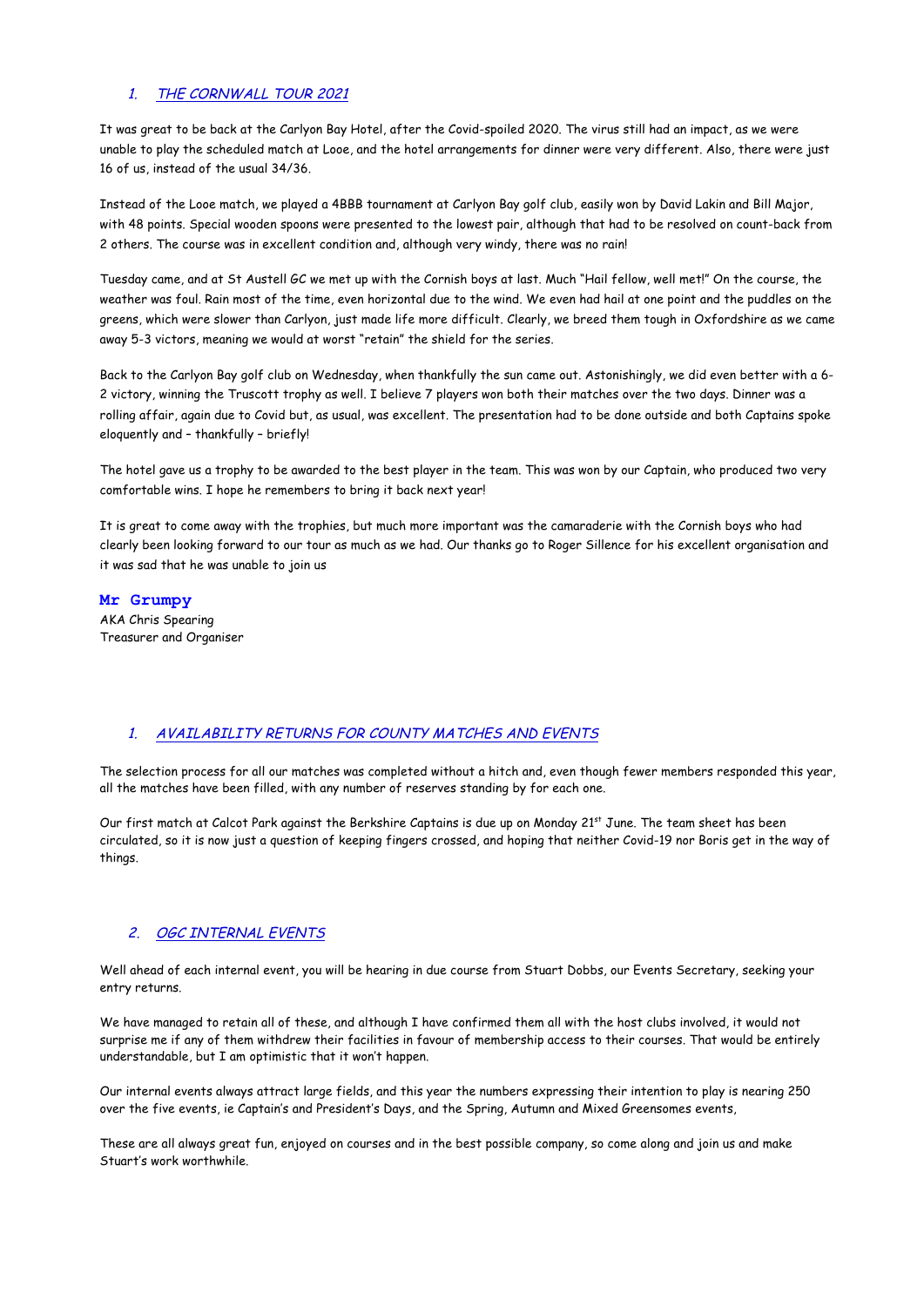## 1. *THE CORNWALL TOUR 2021*

It was great to be back at the Carlyon Bay Hotel, after the Covid-spoiled 2020. The virus still had an impact, as we were unable to play the scheduled match at Looe, and the hotel arrangements for dinner were very different. Also, there were just 16 of us, instead of the usual 34/36.

Instead of the Looe match, we played a 4BBB tournament at Carlyon Bay golf club, easily won by David Lakin and Bill Major, with 48 points. Special wooden spoons were presented to the lowest pair, although that had to be resolved on count-back from 2 others. The course was in excellent condition and, although very windy, there was no rain!

Tuesday came, and at St Austell GC we met up with the Cornish boys at last. Much "Hail fellow, well met!" On the course, the weather was foul. Rain most of the time, even horizontal due to the wind. We even had hail at one point and the puddles on the greens, which were slower than Carlyon, just made life more difficult. Clearly, we breed them tough in Oxfordshire as we came away 5-3 victors, meaning we would at worst "retain" the shield for the series.

Back to the Carlyon Bay golf club on Wednesday, when thankfully the sun came out. Astonishingly, we did even better with a 6-2 victory, winning the Truscott trophy as well. I believe 7 players won both their matches over the two days. Dinner was a rolling affair, again due to Covid but, as usual, was excellent. The presentation had to be done outside and both Captains spoke eloquently and – thankfully – briefly!

The hotel gave us a trophy to be awarded to the best player in the team. This was won by our Captain, who produced two very comfortable wins. I hope he remembers to bring it back next year!

It is great to come away with the trophies, but much more important was the camaraderie with the Cornish boys who had clearly been looking forward to our tour as much as we had. Our thanks go to Roger Sillence for his excellent organisation and it was sad that he was unable to join us

**Mr Grumpy**
AKA Chris Spearing
Treasurer and Organiser

## 1. *AVAILABILITY RETURNS FOR COUNTY MATCHES AND EVENTS*

The selection process for all our matches was completed without a hitch and, even though fewer members responded this year, all the matches have been filled, with any number of reserves standing by for each one.

Our first match at Calcot Park against the Berkshire Captains is due up on Monday 21st June. The team sheet has been circulated, so it is now just a question of keeping fingers crossed, and hoping that neither Covid-19 nor Boris get in the way of things.

## 2. *OGC INTERNAL EVENTS*

Well ahead of each internal event, you will be hearing in due course from Stuart Dobbs, our Events Secretary, seeking your entry returns.

We have managed to retain all of these, and although I have confirmed them all with the host clubs involved, it would not surprise me if any of them withdrew their facilities in favour of membership access to their courses. That would be entirely understandable, but I am optimistic that it won't happen.

Our internal events always attract large fields, and this year the numbers expressing their intention to play is nearing 250 over the five events, ie Captain's and President's Days, and the Spring, Autumn and Mixed Greensomes events,

These are all always great fun, enjoyed on courses and in the best possible company, so come along and join us and make Stuart's work worthwhile.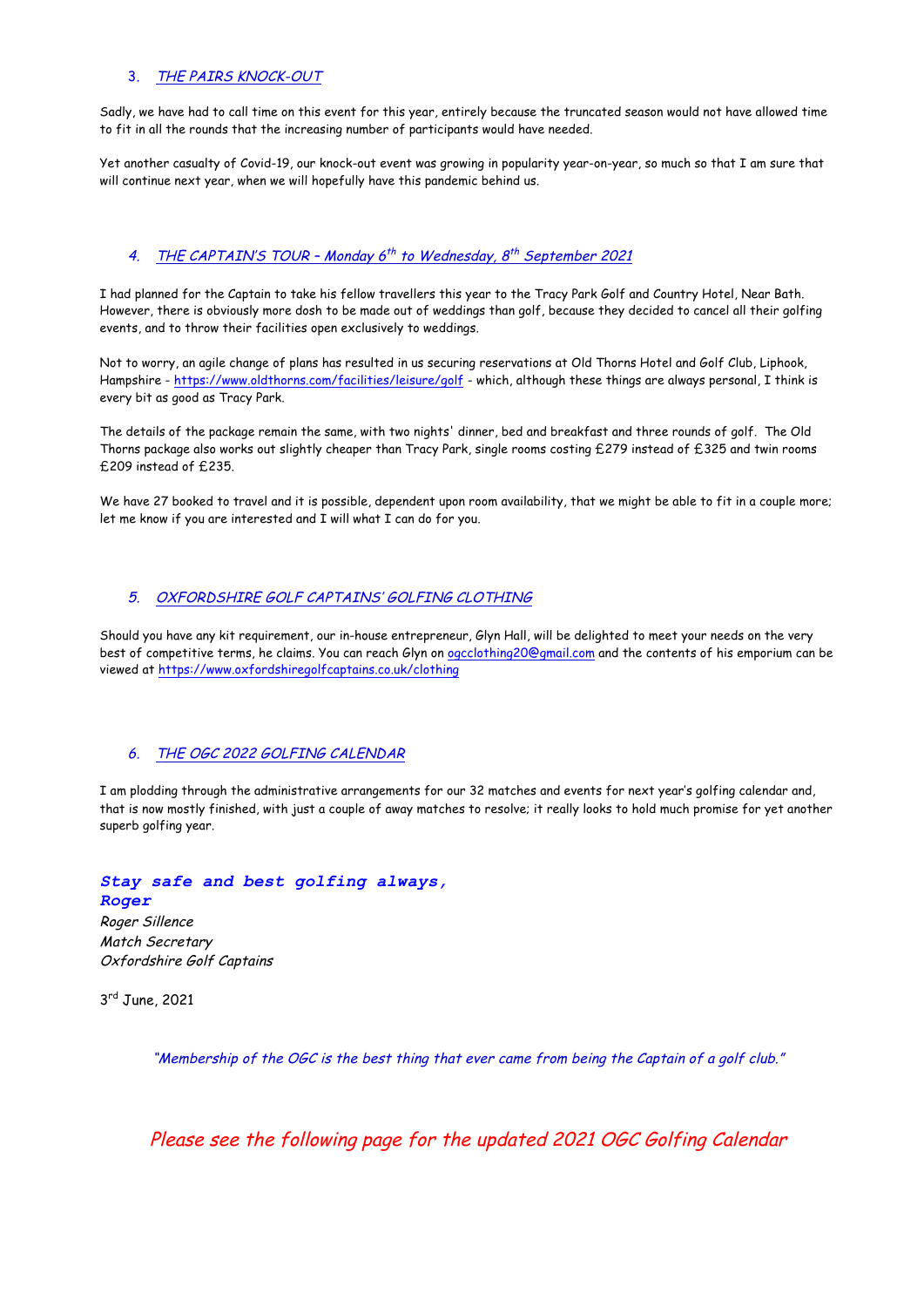### 3. *THE PAIRS KNOCK-OUT*

Sadly, we have had to call time on this event for this year, entirely because the truncated season would not have allowed time to fit in all the rounds that the increasing number of participants would have needed.

Yet another casualty of Covid-19, our knock-out event was growing in popularity year-on-year, so much so that I am sure that will continue next year, when we will hopefully have this pandemic behind us.

### 4. *THE CAPTAIN'S TOUR – Monday 6th to Wednesday, 8th September 2021*

I had planned for the Captain to take his fellow travellers this year to the Tracy Park Golf and Country Hotel, Near Bath. However, there is obviously more dosh to be made out of weddings than golf, because they decided to cancel all their golfing events, and to throw their facilities open exclusively to weddings.

Not to worry, an agile change of plans has resulted in us securing reservations at Old Thorns Hotel and Golf Club, Liphook, Hampshire - https://www.oldthorns.com/facilities/leisure/golf - which, although these things are always personal, I think is every bit as good as Tracy Park.

The details of the package remain the same, with two nights' dinner, bed and breakfast and three rounds of golf. The Old Thorns package also works out slightly cheaper than Tracy Park, single rooms costing £279 instead of £325 and twin rooms £209 instead of £235.

We have 27 booked to travel and it is possible, dependent upon room availability, that we might be able to fit in a couple more; let me know if you are interested and I will what I can do for you.

### 5. *OXFORDSHIRE GOLF CAPTAINS' GOLFING CLOTHING*

Should you have any kit requirement, our in-house entrepreneur, Glyn Hall, will be delighted to meet your needs on the very best of competitive terms, he claims. You can reach Glyn on ogcclothing20@gmail.com and the contents of his emporium can be viewed at https://www.oxfordshiregolfcaptains.co.uk/clothing

### 6. *THE OGC 2022 GOLFING CALENDAR*

I am plodding through the administrative arrangements for our 32 matches and events for next year's golfing calendar and, that is now mostly finished, with just a couple of away matches to resolve; it really looks to hold much promise for yet another superb golfing year.

***Stay safe and best golfing always,***
***Roger***
*Roger Sillence*
*Match Secretary*
*Oxfordshire Golf Captains*

3rd June, 2021

*"Membership of the OGC is the best thing that ever came from being the Captain of a golf club."*

*Please see the following page for the updated 2021 OGC Golfing Calendar*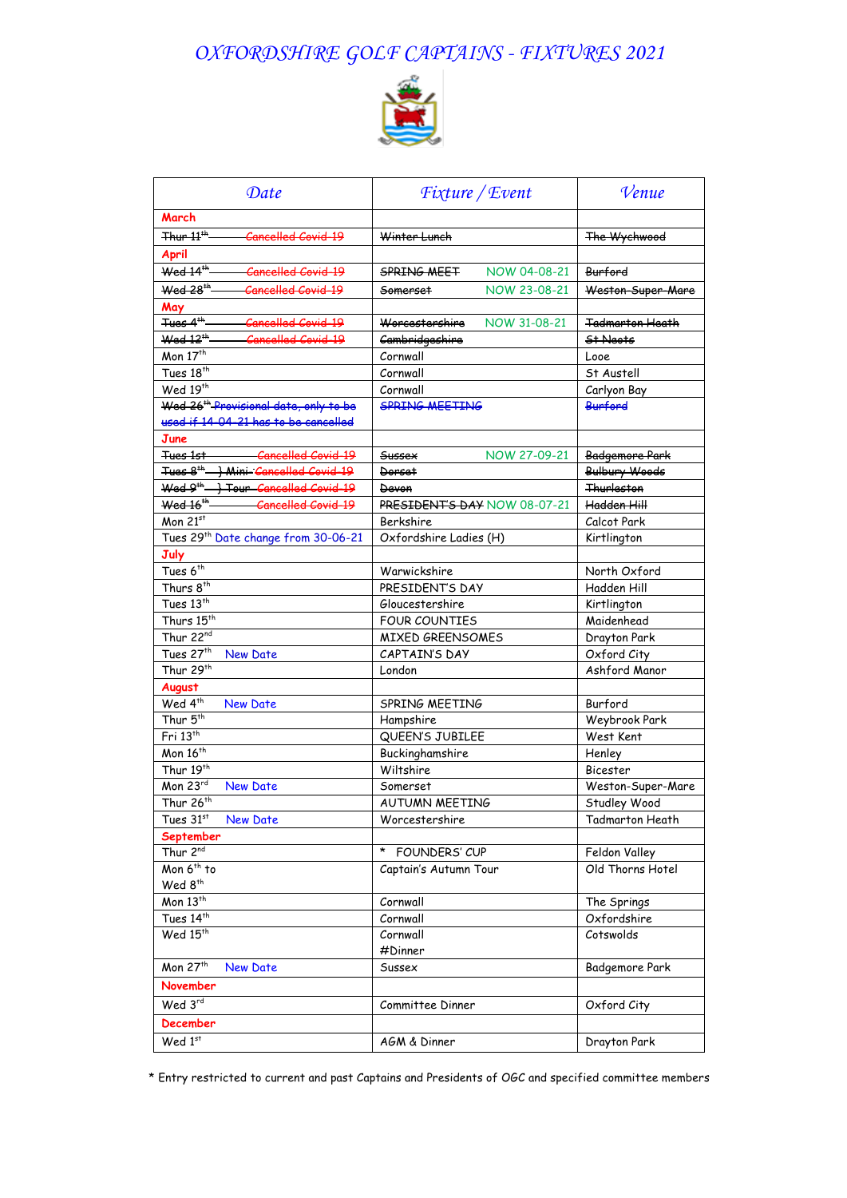# OXFORDSHIRE GOLF CAPTAINS - FIXTURES 2021

| Date | Fixture / Event | Venue |
|---|---|---|
| **March** | | |
| ~~Thur 11th Cancelled Covid 19~~ | ~~Winter Lunch~~ | ~~The Wychwood~~ |
| **April** | | |
| ~~Wed 14th Cancelled Covid 19~~ | ~~SPRING MEET~~ NOW 04-08-21 | ~~Burford~~ |
| ~~Wed 28th Cancelled Covid 19~~ | ~~Somerset~~ NOW 23-08-21 | ~~Weston Super Mare~~ |
| **May** | | |
| ~~Tues 4th Cancelled Covid 19~~ | ~~Worcestershire~~ NOW 31-08-21 | ~~Tadmarton Heath~~ |
| ~~Wed 12th Cancelled Covid 19~~ | ~~Cambridgeshire~~ | ~~St Neots~~ |
| Mon 17th | Cornwall | Looe |
| Tues 18th | Cornwall | St Austell |
| Wed 19th | Cornwall | Carlyon Bay |
| ~~Wed 26th Provisional date, only to be used if 14-04-21 has to be cancelled~~ | ~~SPRING MEETING~~ | ~~Burford~~ |
| **June** | | |
| ~~Tues 1st Cancelled Covid 19~~ | ~~Sussex~~ NOW 27-09-21 | ~~Badgemore Park~~ |
| ~~Tues 8th } Mini Cancelled Covid 19~~ | ~~Dorset~~ | ~~Bulbury Woods~~ |
| ~~Wed 9th } Tour Cancelled Covid 19~~ | ~~Devon~~ | ~~Thurlestone~~ |
| ~~Wed 16th Cancelled Covid 19~~ | ~~PRESIDENT'S DAY~~ NOW 08-07-21 | ~~Hadden Hill~~ |
| Mon 21st | Berkshire | Calcot Park |
| Tues 29th Date change from 30-06-21 | Oxfordshire Ladies (H) | Kirtlington |
| **July** | | |
| Tues 6th | Warwickshire | North Oxford |
| Thurs 8th | PRESIDENT'S DAY | Hadden Hill |
| Tues 13th | Gloucestershire | Kirtlington |
| Thurs 15th | FOUR COUNTIES | Maidenhead |
| Thur 22nd | MIXED GREENSOMES | Drayton Park |
| Tues 27th New Date | CAPTAIN'S DAY | Oxford City |
| Thur 29th | London | Ashford Manor |
| **August** | | |
| Wed 4th New Date | SPRING MEETING | Burford |
| Thur 5th | Hampshire | Weybrook Park |
| Fri 13th | QUEEN'S JUBILEE | West Kent |
| Mon 16th | Buckinghamshire | Henley |
| Thur 19th | Wiltshire | Bicester |
| Mon 23rd New Date | Somerset | Weston-Super-Mare |
| Thur 26th | AUTUMN MEETING | Studley Wood |
| Tues 31st New Date | Worcestershire | Tadmarton Heath |
| **September** | | |
| Thur 2nd | * FOUNDERS' CUP | Feldon Valley |
| Mon 6th to Wed 8th | Captain's Autumn Tour | Old Thorns Hotel |
| Mon 13th | Cornwall | The Springs |
| Tues 14th | Cornwall | Oxfordshire |
| Wed 15th | Cornwall #Dinner | Cotswolds |
| Mon 27th New Date | Sussex | Badgemore Park |
| **November** | | |
| Wed 3rd | Committee Dinner | Oxford City |
| **December** | | |
| Wed 1st | AGM & Dinner | Drayton Park |

* Entry restricted to current and past Captains and Presidents of OGC and specified committee members